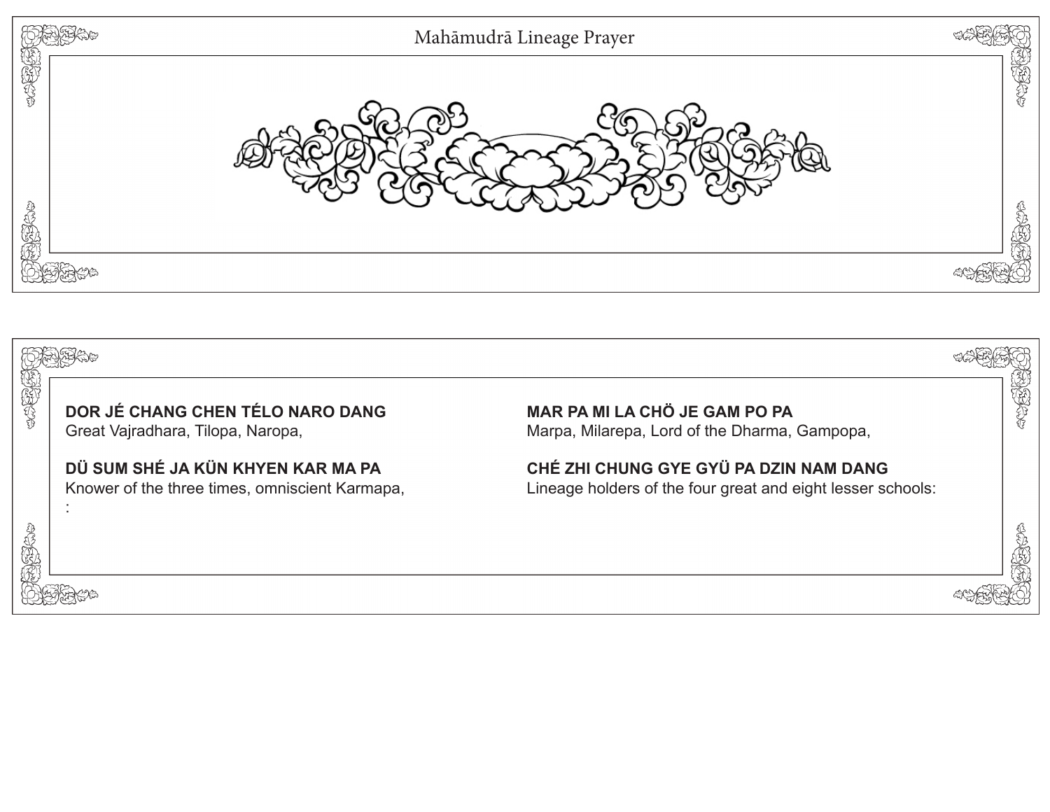# Mahāmudrā Lineage Prayer

**DOR JÉ CHANG CHEN TÉLO NARO DANG**
Great Vajradhara, Tilopa, Naropa,

**MAR PA MI LA CHÖ JE GAM PO PA**
Marpa, Milarepa, Lord of the Dharma, Gampopa,

**DÜ SUM SHÉ JA KÜN KHYEN KAR MA PA**
Knower of the three times, omniscient Karmapa,
:

**CHÉ ZHI CHUNG GYE GYÜ PA DZIN NAM DANG**
Lineage holders of the four great and eight lesser schools: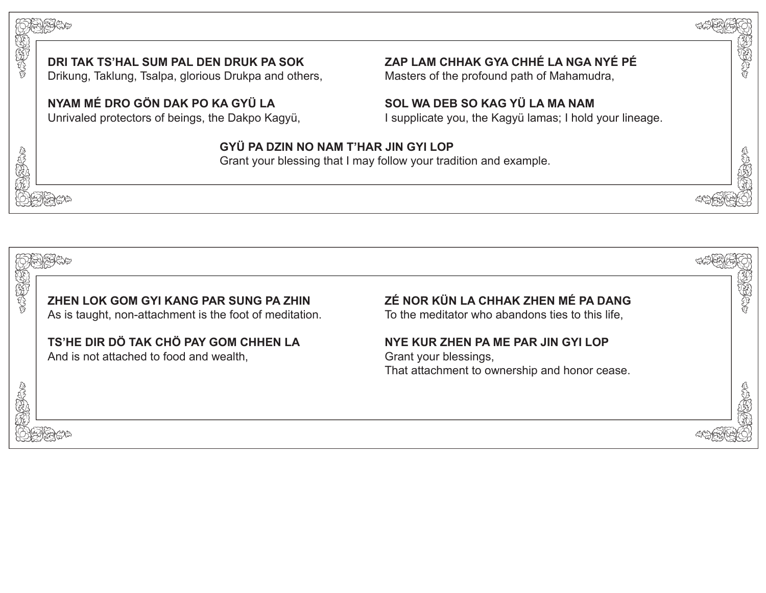**DRI TAK TS'HAL SUM PAL DEN DRUK PA SOK**
Drikung, Taklung, Tsalpa, glorious Drukpa and others,

**NYAM MÉ DRO GÖN DAK PO KA GYÜ LA**
Unrivaled protectors of beings, the Dakpo Kagyü,

**ZAP LAM CHHAK GYA CHHÉ LA NGA NYÉ PÉ**
Masters of the profound path of Mahamudra,

**SOL WA DEB SO KAG YÜ LA MA NAM**
I supplicate you, the Kagyü lamas; I hold your lineage.

**GYÜ PA DZIN NO NAM T'HAR JIN GYI LOP**
Grant your blessing that I may follow your tradition and example.

---

**ZHEN LOK GOM GYI KANG PAR SUNG PA ZHIN**
As is taught, non-attachment is the foot of meditation.

**TS'HE DIR DÖ TAK CHÖ PAY GOM CHHEN LA**
To the meditator who abandons ties to this life,

**ZÉ NOR KÜN LA CHHAK ZHEN MÉ PA DANG**
And is not attached to food and wealth,

**NYE KUR ZHEN PA ME PAR JIN GYI LOP**
Grant your blessings,
That attachment to ownership and honor cease.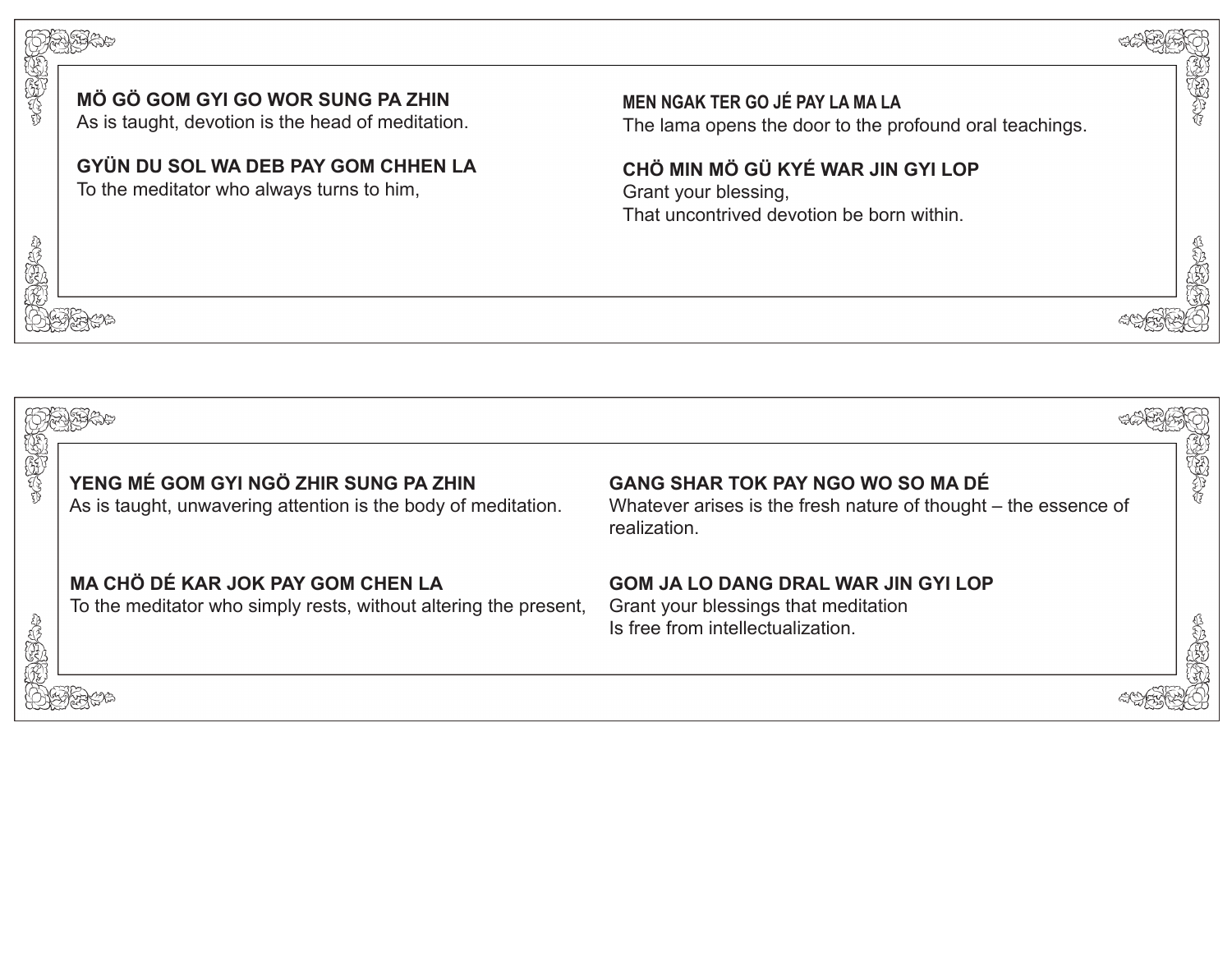**MÖ GÖ GOM GYI GO WOR SUNG PA ZHIN**
As is taught, devotion is the head of meditation.

**GYÜN DU SOL WA DEB PAY GOM CHHEN LA**
To the meditator who always turns to him,

**MEN NGAK TER GO JÉ PAY LA MA LA**
The lama opens the door to the profound oral teachings.

**CHÖ MIN MÖ GÜ KYÉ WAR JIN GYI LOP**
Grant your blessing,
That uncontrived devotion be born within.

**YENG MÉ GOM GYI NGÖ ZHIR SUNG PA ZHIN**
As is taught, unwavering attention is the body of meditation.

**MA CHÖ DÉ KAR JOK PAY GOM CHEN LA**
To the meditator who simply rests, without altering the present,

**GANG SHAR TOK PAY NGO WO SO MA DÉ**
Whatever arises is the fresh nature of thought – the essence of realization.

**GOM JA LO DANG DRAL WAR JIN GYI LOP**
Grant your blessings that meditation
Is free from intellectualization.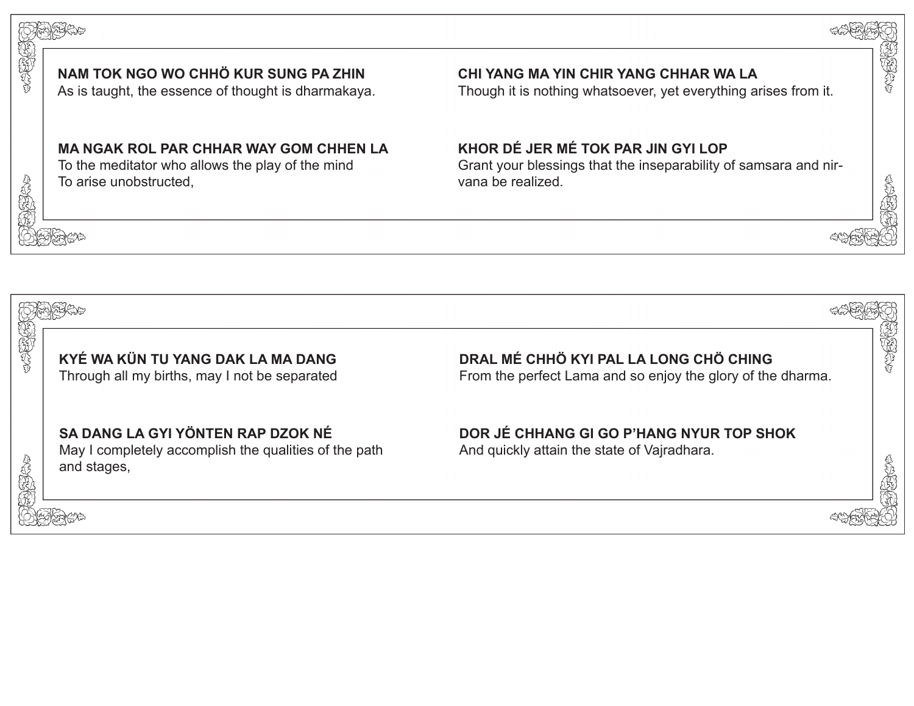**NAM TOK NGO WO CHHÖ KUR SUNG PA ZHIN**
As is taught, the essence of thought is dharmakaya.

**CHI YANG MA YIN CHIR YANG CHHAR WA LA**
Though it is nothing whatsoever, yet everything arises from it.

**MA NGAK ROL PAR CHHAR WAY GOM CHHEN LA**
To the meditator who allows the play of the mind
To arise unobstructed,

**KHOR DÉ JER MÉ TOK PAR JIN GYI LOP**
Grant your blessings that the inseparability of samsara and nirvana be realized.

---

**KYÉ WA KÜN TU YANG DAK LA MA DANG**
Through all my births, may I not be separated

**DRAL MÉ CHHÖ KYI PAL LA LONG CHÖ CHING**
From the perfect Lama and so enjoy the glory of the dharma.

**SA DANG LA GYI YÖNTEN RAP DZOK NÉ**
May I completely accomplish the qualities of the path and stages,

**DOR JÉ CHHANG GI GO P'HANG NYUR TOP SHOK**
And quickly attain the state of Vajradhara.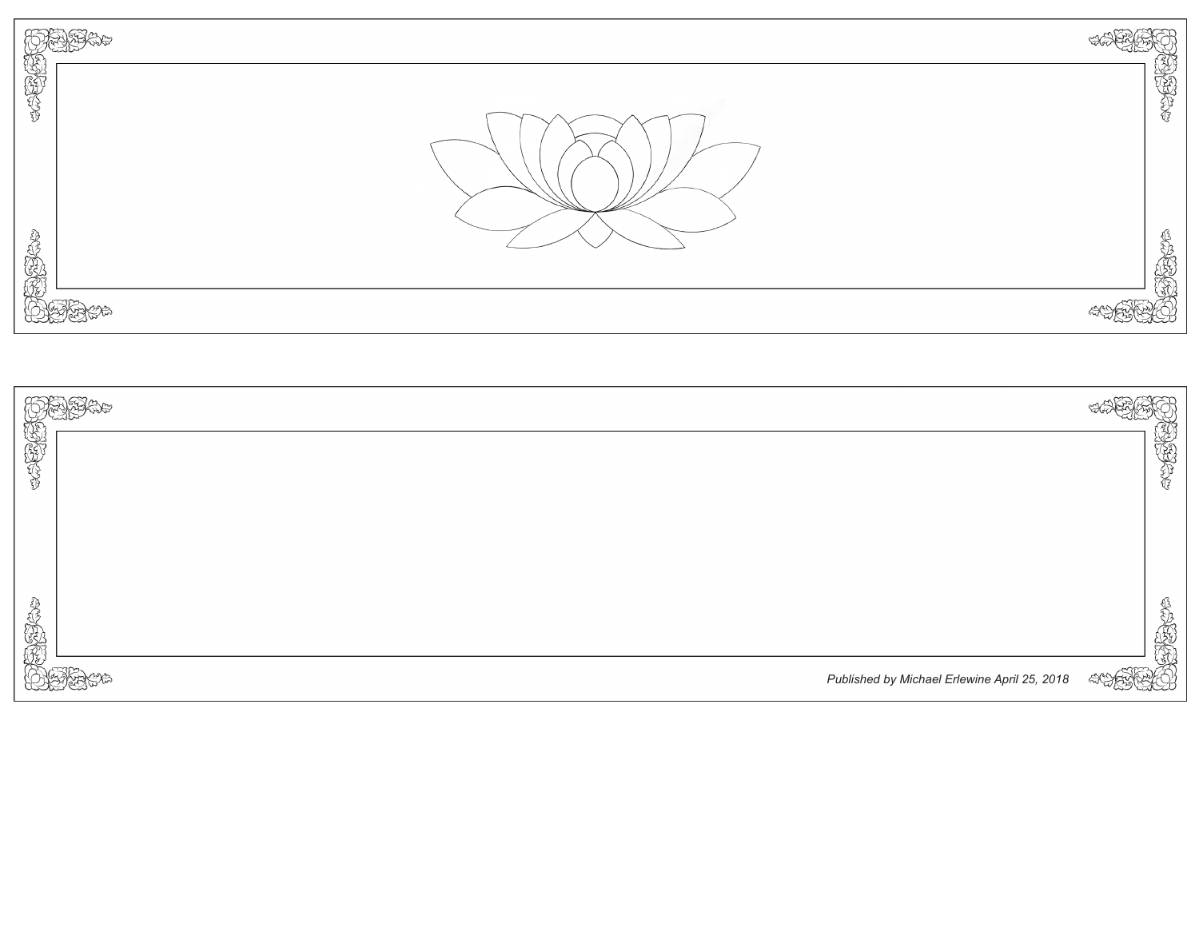*Published by Michael Erlewine April 25, 2018*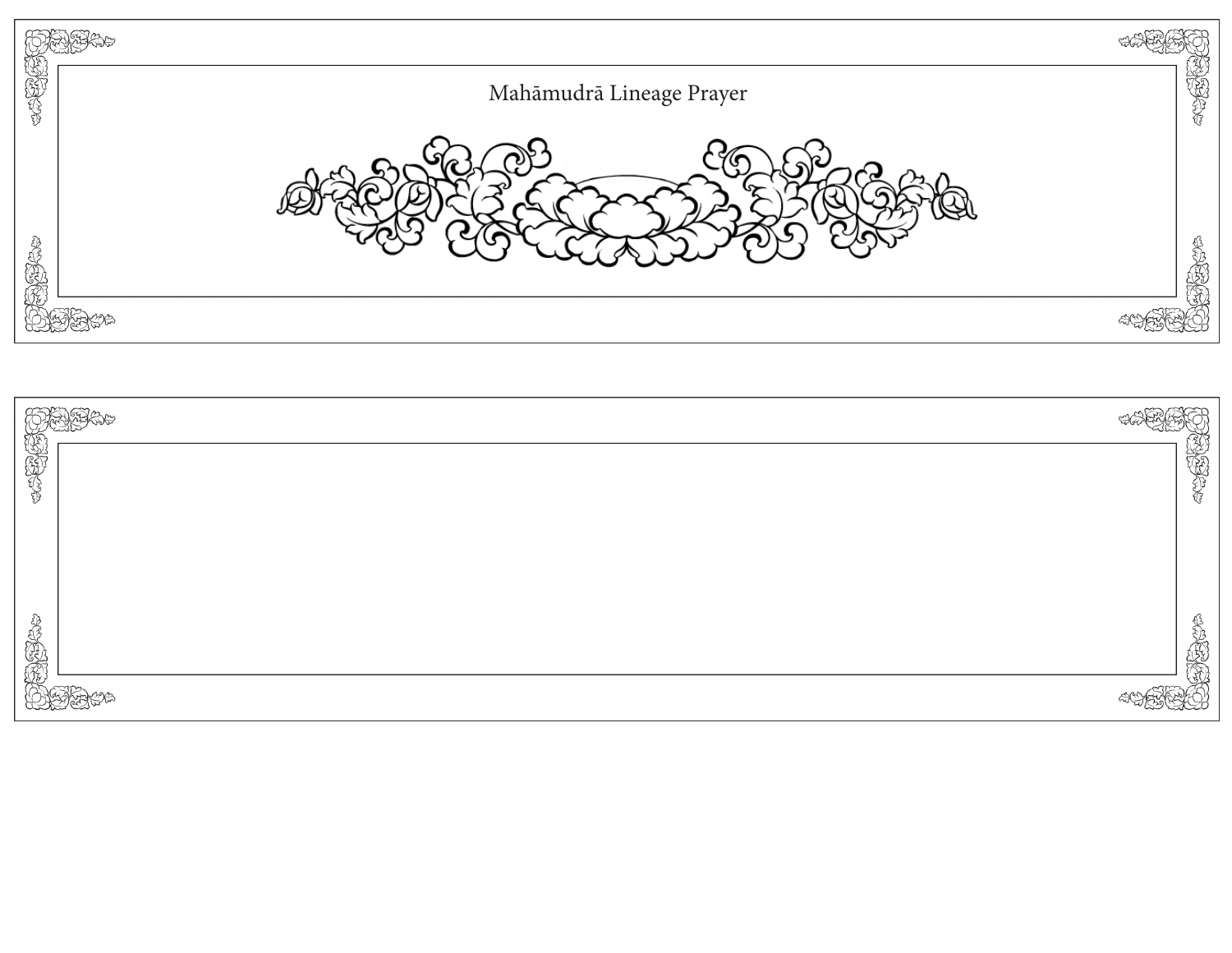# Mahāmudrā Lineage Prayer